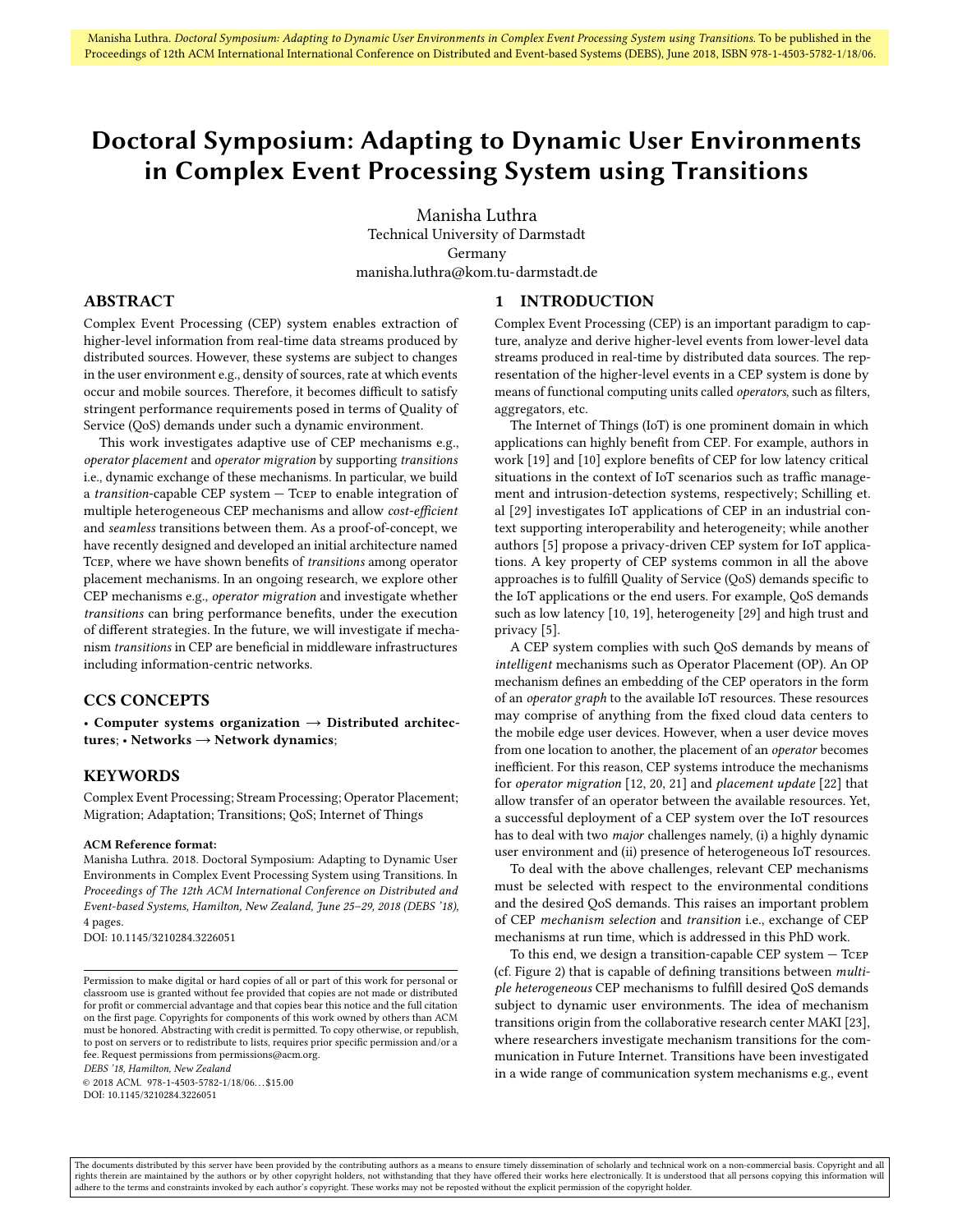Manisha Luthra. *Doctoral Symposium: Adapting to Dynamic User Environments in Complex Event Processing System using Transitions.* To be published in the Proceedings of 12th ACM International International Conference on Distributed and Event-based Systems (DEBS), June 2018, ISBN 978-1-4503-5782-1/18/06.

# Doctoral Symposium: Adapting to Dynamic User Environments in Complex Event Processing System using Transitions

Manisha Luthra
Technical University of Darmstadt
Germany
manisha.luthra@kom.tu-darmstadt.de

## ABSTRACT

Complex Event Processing (CEP) system enables extraction of higher-level information from real-time data streams produced by distributed sources. However, these systems are subject to changes in the user environment e.g., density of sources, rate at which events occur and mobile sources. Therefore, it becomes difficult to satisfy stringent performance requirements posed in terms of Quality of Service (QoS) demands under such a dynamic environment.

This work investigates adaptive use of CEP mechanisms e.g., *operator placement* and *operator migration* by supporting *transitions* i.e., dynamic exchange of these mechanisms. In particular, we build a *transition*-capable CEP system — TCEP to enable integration of multiple heterogeneous CEP mechanisms and allow *cost-efficient* and *seamless* transitions between them. As a proof-of-concept, we have recently designed and developed an initial architecture named TCEP, where we have shown benefits of *transitions* among operator placement mechanisms. In an ongoing research, we explore other CEP mechanisms e.g., *operator migration* and investigate whether *transitions* can bring performance benefits, under the execution of different strategies. In the future, we will investigate if mechanism *transitions* in CEP are beneficial in middleware infrastructures including information-centric networks.

## CCS CONCEPTS

• **Computer systems organization → Distributed architectures**; • **Networks → Network dynamics**;

## KEYWORDS

Complex Event Processing; Stream Processing; Operator Placement; Migration; Adaptation; Transitions; QoS; Internet of Things

**ACM Reference format:**
Manisha Luthra. 2018. Doctoral Symposium: Adapting to Dynamic User Environments in Complex Event Processing System using Transitions. In *Proceedings of The 12th ACM International Conference on Distributed and Event-based Systems, Hamilton, New Zealand, June 25–29, 2018 (DEBS '18),* 4 pages.
DOI: 10.1145/3210284.3226051

Permission to make digital or hard copies of all or part of this work for personal or classroom use is granted without fee provided that copies are not made or distributed for profit or commercial advantage and that copies bear this notice and the full citation on the first page. Copyrights for components of this work owned by others than ACM must be honored. Abstracting with credit is permitted. To copy otherwise, or republish, to post on servers or to redistribute to lists, requires prior specific permission and/or a fee. Request permissions from permissions@acm.org.
*DEBS '18, Hamilton, New Zealand*
© 2018 ACM. 978-1-4503-5782-1/18/06...$15.00
DOI: 10.1145/3210284.3226051

## 1 INTRODUCTION

Complex Event Processing (CEP) is an important paradigm to capture, analyze and derive higher-level events from lower-level data streams produced in real-time by distributed data sources. The representation of the higher-level events in a CEP system is done by means of functional computing units called *operators*, such as filters, aggregators, etc.

The Internet of Things (IoT) is one prominent domain in which applications can highly benefit from CEP. For example, authors in work [19] and [10] explore benefits of CEP for low latency critical situations in the context of IoT scenarios such as traffic management and intrusion-detection systems, respectively; Schilling et. al [29] investigates IoT applications of CEP in an industrial context supporting interoperability and heterogeneity; while another authors [5] propose a privacy-driven CEP system for IoT applications. A key property of CEP systems common in all the above approaches is to fulfill Quality of Service (QoS) demands specific to the IoT applications or the end users. For example, QoS demands such as low latency [10, 19], heterogeneity [29] and high trust and privacy [5].

A CEP system complies with such QoS demands by means of *intelligent* mechanisms such as Operator Placement (OP). An OP mechanism defines an embedding of the CEP operators in the form of an *operator graph* to the available IoT resources. These resources may comprise of anything from the fixed cloud data centers to the mobile edge user devices. However, when a user device moves from one location to another, the placement of an *operator* becomes inefficient. For this reason, CEP systems introduce the mechanisms for *operator migration* [12, 20, 21] and *placement update* [22] that allow transfer of an operator between the available resources. Yet, a successful deployment of a CEP system over the IoT resources has to deal with two *major* challenges namely, (i) a highly dynamic user environment and (ii) presence of heterogeneous IoT resources.

To deal with the above challenges, relevant CEP mechanisms must be selected with respect to the environmental conditions and the desired QoS demands. This raises an important problem of CEP *mechanism selection* and *transition* i.e., exchange of CEP mechanisms at run time, which is addressed in this PhD work.

To this end, we design a transition-capable CEP system — TCEP (cf. Figure 2) that is capable of defining transitions between *multiple heterogeneous* CEP mechanisms to fulfill desired QoS demands subject to dynamic user environments. The idea of mechanism transitions origin from the collaborative research center MAKI [23], where researchers investigate mechanism transitions for the communication in Future Internet. Transitions have been investigated in a wide range of communication system mechanisms e.g., event

The documents distributed by this server have been provided by the contributing authors as a means to ensure timely dissemination of scholarly and technical work on a non-commercial basis. Copyright and all rights therein are maintained by the authors or by other copyright holders, not withstanding that they have offered their works here electronically. It is understood that all persons copying this information will adhere to the terms and constraints invoked by each author's copyright. These works may not be reposted without the explicit permission of the copyright holder.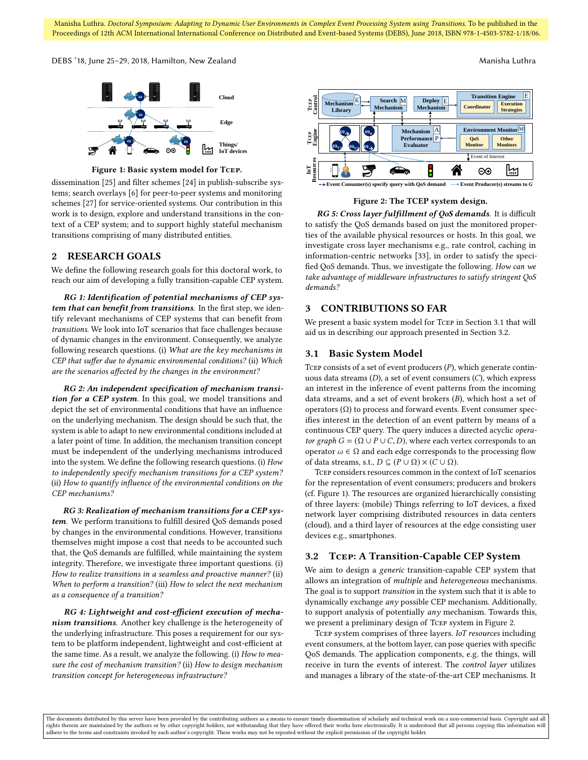Figure 1: Basic system model for TCEP.

dissemination [25] and filter schemes [24] in publish-subscribe systems; search overlays [6] for peer-to-peer systems and monitoring schemes [27] for service-oriented systems. Our contribution in this work is to design, explore and understand transitions in the context of a CEP system; and to support highly stateful mechanism transitions comprising of many distributed entities.

## 2 RESEARCH GOALS

We define the following research goals for this doctoral work, to reach our aim of developing a fully transition-capable CEP system.

***RG 1: Identification of potential mechanisms of CEP system that can benefit from transitions.*** In the first step, we identify relevant mechanisms of CEP systems that can benefit from *transitions*. We look into IoT scenarios that face challenges because of dynamic changes in the environment. Consequently, we analyze following research questions. (i) *What are the key mechanisms in CEP that suffer due to dynamic environmental conditions?* (ii) *Which are the scenarios affected by the changes in the environment?*

***RG 2: An independent specification of mechanism transition for a CEP system.*** In this goal, we model transitions and depict the set of environmental conditions that have an influence on the underlying mechanism. The design should be such that, the system is able to adapt to new environmental conditions included at a later point of time. In addition, the mechanism transition concept must be independent of the underlying mechanisms introduced into the system. We define the following research questions. (i) *How to independently specify mechanism transitions for a CEP system?* (ii) *How to quantify influence of the environmental conditions on the CEP mechanisms?*

***RG 3: Realization of mechanism transitions for a CEP system.*** We perform transitions to fulfill desired QoS demands posed by changes in the environmental conditions. However, transitions themselves might impose a cost that needs to be accounted such that, the QoS demands are fulfilled, while maintaining the system integrity. Therefore, we investigate three important questions. (i) *How to realize transitions in a seamless and proactive manner?* (ii) *When to perform a transition?* (iii) *How to select the next mechanism as a consequence of a transition?*

***RG 4: Lightweight and cost-efficient execution of mechanism transitions.*** Another key challenge is the heterogeneity of the underlying infrastructure. This poses a requirement for our system to be platform independent, lightweight and cost-efficient at the same time. As a result, we analyze the following. (i) *How to measure the cost of mechanism transition?* (ii) *How to design mechanism transition concept for heterogeneous infrastructure?*

Figure 2: The TCEP system design.

***RG 5: Cross layer fulfillment of QoS demands.*** It is difficult to satisfy the QoS demands based on just the monitored properties of the available physical resources or hosts. In this goal, we investigate cross layer mechanisms e.g., rate control, caching in information-centric networks [33], in order to satisfy the specified QoS demands. Thus, we investigate the following. *How can we take advantage of middleware infrastructures to satisfy stringent QoS demands?*

## 3 CONTRIBUTIONS SO FAR

We present a basic system model for TCEP in Section 3.1 that will aid us in describing our approach presented in Section 3.2.

### 3.1 Basic System Model

TCEP consists of a set of event producers ($P$), which generate continuous data streams ($D$), a set of event consumers ($C$), which express an interest in the inference of event patterns from the incoming data streams, and a set of event brokers ($B$), which host a set of operators ($\Omega$) to process and forward events. Event consumer specifies interest in the detection of an event pattern by means of a continuous CEP query. The query induces a directed acyclic *operator graph* $G = (\Omega \cup P \cup C, D)$, where each vertex corresponds to an operator $\omega \in \Omega$ and each edge corresponds to the processing flow of data streams, s.t., $D \subseteq (P \cup \Omega) \times (C \cup \Omega)$.

TCEP considers resources common in the context of IoT scenarios for the representation of event consumers; producers and brokers (cf. Figure 1). The resources are organized hierarchically consisting of three layers: (mobile) Things referring to IoT devices, a fixed network layer comprising distributed resources in data centers (cloud), and a third layer of resources at the edge consisting user devices e.g., smartphones.

### 3.2 TCEP: A Transition-Capable CEP System

We aim to design a *generic* transition-capable CEP system that allows an integration of *multiple* and *heterogeneous* mechanisms. The goal is to support *transition* in the system such that it is able to dynamically exchange *any* possible CEP mechanism. Additionally, to support analysis of potentially *any* mechanism. Towards this, we present a preliminary design of TCEP system in Figure 2.

TCEP system comprises of three layers. *IoT resources* including event consumers, at the bottom layer, can pose queries with specific QoS demands. The application components, e.g. the things, will receive in turn the events of interest. The *control layer* utilizes and manages a library of the state-of-the-art CEP mechanisms. It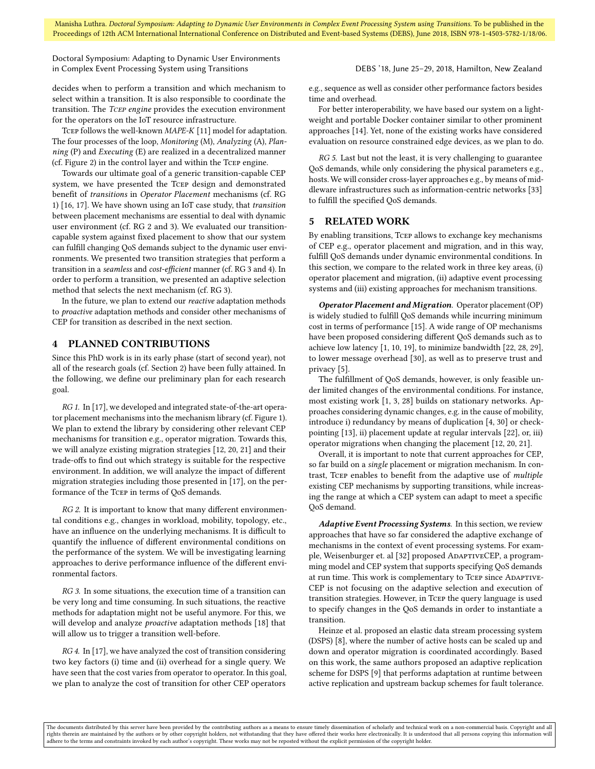decides when to perform a transition and which mechanism to select within a transition. It is also responsible to coordinate the transition. The *Tcep engine* provides the execution environment for the operators on the IoT resource infrastructure.

Tcep follows the well-known *MAPE-K* [11] model for adaptation. The four processes of the loop, *Monitoring* (M), *Analyzing* (A), *Planning* (P) and *Executing* (E) are realized in a decentralized manner (cf. Figure 2) in the control layer and within the Tcep engine.

Towards our ultimate goal of a generic transition-capable CEP system, we have presented the Tcep design and demonstrated benefit of *transitions* in *Operator Placement* mechanisms (cf. RG 1) [16, 17]. We have shown using an IoT case study, that *transition* between placement mechanisms are essential to deal with dynamic user environment (cf. RG 2 and 3). We evaluated our transition-capable system against fixed placement to show that our system can fulfill changing QoS demands subject to the dynamic user environments. We presented two transition strategies that perform a transition in a *seamless* and *cost-efficient* manner (cf. RG 3 and 4). In order to perform a transition, we presented an adaptive selection method that selects the next mechanism (cf. RG 3).

In the future, we plan to extend our *reactive* adaptation methods to *proactive* adaptation methods and consider other mechanisms of CEP for transition as described in the next section.

## 4 PLANNED CONTRIBUTIONS

Since this PhD work is in its early phase (start of second year), not all of the research goals (cf. Section 2) have been fully attained. In the following, we define our preliminary plan for each research goal.

*RG 1.* In [17], we developed and integrated state-of-the-art operator placement mechanisms into the mechanism library (cf. Figure 1). We plan to extend the library by considering other relevant CEP mechanisms for transition e.g., operator migration. Towards this, we will analyze existing migration strategies [12, 20, 21] and their trade-offs to find out which strategy is suitable for the respective environment. In addition, we will analyze the impact of different migration strategies including those presented in [17], on the performance of the Tcep in terms of QoS demands.

*RG 2.* It is important to know that many different environmental conditions e.g., changes in workload, mobility, topology, etc., have an influence on the underlying mechanisms. It is difficult to quantify the influence of different environmental conditions on the performance of the system. We will be investigating learning approaches to derive performance influence of the different environmental factors.

*RG 3.* In some situations, the execution time of a transition can be very long and time consuming. In such situations, the reactive methods for adaptation might not be useful anymore. For this, we will develop and analyze *proactive* adaptation methods [18] that will allow us to trigger a transition well-before.

*RG 4.* In [17], we have analyzed the cost of transition considering two key factors (i) time and (ii) overhead for a single query. We have seen that the cost varies from operator to operator. In this goal, we plan to analyze the cost of transition for other CEP operators e.g., sequence as well as consider other performance factors besides time and overhead.

For better interoperability, we have based our system on a lightweight and portable Docker container similar to other prominent approaches [14]. Yet, none of the existing works have considered evaluation on resource constrained edge devices, as we plan to do.

*RG 5.* Last but not the least, it is very challenging to guarantee QoS demands, while only considering the physical parameters e.g., hosts. We will consider cross-layer approaches e.g., by means of middleware infrastructures such as information-centric networks [33] to fulfill the specified QoS demands.

## 5 RELATED WORK

By enabling transitions, Tcep allows to exchange key mechanisms of CEP e.g., operator placement and migration, and in this way, fulfill QoS demands under dynamic environmental conditions. In this section, we compare to the related work in three key areas, (i) operator placement and migration, (ii) adaptive event processing systems and (iii) existing approaches for mechanism transitions.

***Operator Placement and Migration.*** Operator placement (OP) is widely studied to fulfill QoS demands while incurring minimum cost in terms of performance [15]. A wide range of OP mechanisms have been proposed considering different QoS demands such as to achieve low latency [1, 10, 19], to minimize bandwidth [22, 28, 29], to lower message overhead [30], as well as to preserve trust and privacy [5].

The fulfillment of QoS demands, however, is only feasible under limited changes of the environmental conditions. For instance, most existing work [1, 3, 28] builds on stationary networks. Approaches considering dynamic changes, e.g. in the cause of mobility, introduce i) redundancy by means of duplication [4, 30] or checkpointing [13], ii) placement update at regular intervals [22], or, iii) operator migrations when changing the placement [12, 20, 21].

Overall, it is important to note that current approaches for CEP, so far build on a *single* placement or migration mechanism. In contrast, Tcep enables to benefit from the adaptive use of *multiple* existing CEP mechanisms by supporting transitions, while increasing the range at which a CEP system can adapt to meet a specific QoS demand.

***Adaptive Event Processing Systems.*** In this section, we review approaches that have so far considered the adaptive exchange of mechanisms in the context of event processing systems. For example, Weisenburger et. al [32] proposed AdaptiveCEP, a programming model and CEP system that supports specifying QoS demands at run time. This work is complementary to Tcep since AdaptiveCEP is not focusing on the adaptive selection and execution of transition strategies. However, in Tcep the query language is used to specify changes in the QoS demands in order to instantiate a transition.

Heinze et al. proposed an elastic data stream processing system (DSPS) [8], where the number of active hosts can be scaled up and down and operator migration is coordinated accordingly. Based on this work, the same authors proposed an adaptive replication scheme for DSPS [9] that performs adaptation at runtime between active replication and upstream backup schemes for fault tolerance.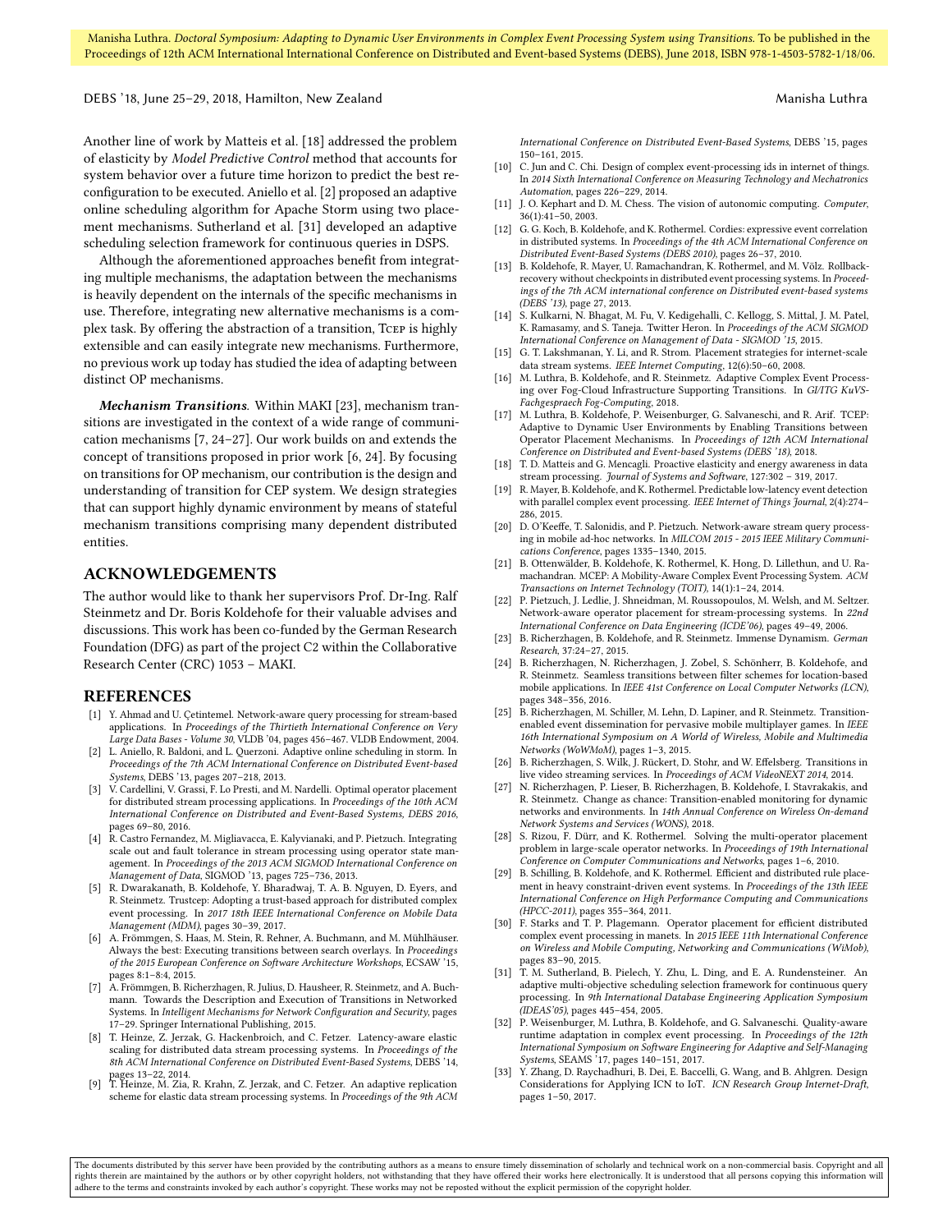Another line of work by Matteis et al. [18] addressed the problem of elasticity by *Model Predictive Control* method that accounts for system behavior over a future time horizon to predict the best reconfiguration to be executed. Aniello et al. [2] proposed an adaptive online scheduling algorithm for Apache Storm using two placement mechanisms. Sutherland et al. [31] developed an adaptive scheduling selection framework for continuous queries in DSPS.

Although the aforementioned approaches benefit from integrating multiple mechanisms, the adaptation between the mechanisms is heavily dependent on the internals of the specific mechanisms in use. Therefore, integrating new alternative mechanisms is a complex task. By offering the abstraction of a transition, TCEP is highly extensible and can easily integrate new mechanisms. Furthermore, no previous work up today has studied the idea of adapting between distinct OP mechanisms.

***Mechanism Transitions.*** Within MAKI [23], mechanism transitions are investigated in the context of a wide range of communication mechanisms [7, 24–27]. Our work builds on and extends the concept of transitions proposed in prior work [6, 24]. By focusing on transitions for OP mechanism, our contribution is the design and understanding of transition for CEP system. We design strategies that can support highly dynamic environment by means of stateful mechanism transitions comprising many dependent distributed entities.

## ACKNOWLEDGEMENTS

The author would like to thank her supervisors Prof. Dr-Ing. Ralf Steinmetz and Dr. Boris Koldehofe for their valuable advises and discussions. This work has been co-funded by the German Research Foundation (DFG) as part of the project C2 within the Collaborative Research Center (CRC) 1053 – MAKI.

## REFERENCES

- [1] Y. Ahmad and U. Çetintemel. Network-aware query processing for stream-based applications. In *Proceedings of the Thirtieth International Conference on Very Large Data Bases - Volume 30*, VLDB '04, pages 456–467. VLDB Endowment, 2004.
- [2] L. Aniello, R. Baldoni, and L. Querzoni. Adaptive online scheduling in storm. In *Proceedings of the 7th ACM International Conference on Distributed Event-based Systems*, DEBS '13, pages 207–218, 2013.
- [3] V. Cardellini, V. Grassi, F. Lo Presti, and M. Nardelli. Optimal operator placement for distributed stream processing applications. In *Proceedings of the 10th ACM International Conference on Distributed and Event-Based Systems, DEBS 2016*, pages 69–80, 2016.
- [4] R. Castro Fernandez, M. Migliavacca, E. Kalyvianaki, and P. Pietzuch. Integrating scale out and fault tolerance in stream processing using operator state management. In *Proceedings of the 2013 ACM SIGMOD International Conference on Management of Data*, SIGMOD '13, pages 725–736, 2013.
- [5] R. Dwarakanath, B. Koldehofe, Y. Bharadwaj, T. A. B. Nguyen, D. Eyers, and R. Steinmetz. Trustcep: Adopting a trust-based approach for distributed complex event processing. In *2017 18th IEEE International Conference on Mobile Data Management (MDM)*, pages 30–39, 2017.
- [6] A. Frömmgen, S. Haas, M. Stein, R. Rehner, A. Buchmann, and M. Mühlhäuser. Always the best: Executing transitions between search overlays. In *Proceedings of the 2015 European Conference on Software Architecture Workshops*, ECSAW '15, pages 8:1–8:4, 2015.
- [7] A. Frömmgen, B. Richerzhagen, R. Julius, D. Hausheer, R. Steinmetz, and A. Buchmann. Towards the Description and Execution of Transitions in Networked Systems. In *Intelligent Mechanisms for Network Configuration and Security*, pages 17–29. Springer International Publishing, 2015.
- [8] T. Heinze, Z. Jerzak, G. Hackenbroich, and C. Fetzer. Latency-aware elastic scaling for distributed data stream processing systems. In *Proceedings of the 8th ACM International Conference on Distributed Event-Based Systems*, DEBS '14, pages 13–22, 2014.
- [9] T. Heinze, M. Zia, R. Krahn, Z. Jerzak, and C. Fetzer. An adaptive replication scheme for elastic data stream processing systems. In *Proceedings of the 9th ACM International Conference on Distributed Event-Based Systems*, DEBS '15, pages 150–161, 2015.
- [10] C. Jun and C. Chi. Design of complex event-processing ids in internet of things. In *2014 Sixth International Conference on Measuring Technology and Mechatronics Automation*, pages 226–229, 2014.
- [11] J. O. Kephart and D. M. Chess. The vision of autonomic computing. *Computer*, 36(1):41–50, 2003.
- [12] G. G. Koch, B. Koldehofe, and K. Rothermel. Cordies: expressive event correlation in distributed systems. In *Proceedings of the 4th ACM International Conference on Distributed Event-Based Systems (DEBS 2010)*, pages 26–37, 2010.
- [13] B. Koldehofe, R. Mayer, U. Ramachandran, K. Rothermel, and M. Völz. Rollback-recovery without checkpoints in distributed event processing systems. In *Proceedings of the 7th ACM international conference on Distributed event-based systems (DEBS '13)*, page 27, 2013.
- [14] S. Kulkarni, N. Bhagat, M. Fu, V. Kedigehalli, C. Kellogg, S. Mittal, J. M. Patel, K. Ramasamy, and S. Taneja. Twitter Heron. In *Proceedings of the ACM SIGMOD International Conference on Management of Data - SIGMOD '15*, 2015.
- [15] G. T. Lakshmanan, Y. Li, and R. Strom. Placement strategies for internet-scale data stream systems. *IEEE Internet Computing*, 12(6):50–60, 2008.
- [16] M. Luthra, B. Koldehofe, and R. Steinmetz. Adaptive Complex Event Processing over Fog-Cloud Infrastructure Supporting Transitions. In *GI/ITG KuVS-Fachgespraech Fog-Computing*, 2018.
- [17] M. Luthra, B. Koldehofe, P. Weisenburger, G. Salvaneschi, and R. Arif. TCEP: Adaptive to Dynamic User Environments by Enabling Transitions between Operator Placement Mechanisms. In *Proceedings of 12th ACM International Conference on Distributed and Event-based Systems (DEBS '18)*, 2018.
- [18] T. D. Matteis and G. Mencagli. Proactive elasticity and energy awareness in data stream processing. *Journal of Systems and Software*, 127:302 – 319, 2017.
- [19] R. Mayer, B. Koldehofe, and K. Rothermel. Predictable low-latency event detection with parallel complex event processing. *IEEE Internet of Things Journal*, 2(4):274–286, 2015.
- [20] D. O'Keeffe, T. Salonidis, and P. Pietzuch. Network-aware stream query processing in mobile ad-hoc networks. In *MILCOM 2015 - 2015 IEEE Military Communications Conference*, pages 1335–1340, 2015.
- [21] B. Ottenwälder, B. Koldehofe, K. Rothermel, K. Hong, D. Lillethun, and U. Ramachandran. MCEP: A Mobility-Aware Complex Event Processing System. *ACM Transactions on Internet Technology (TOIT)*, 14(1):1–24, 2014.
- [22] P. Pietzuch, J. Ledlie, J. Shneidman, M. Roussopoulos, M. Welsh, and M. Seltzer. Network-aware operator placement for stream-processing systems. In *22nd International Conference on Data Engineering (ICDE'06)*, pages 49–49, 2006.
- [23] B. Richerzhagen, B. Koldehofe, and R. Steinmetz. Immense Dynamism. *German Research*, 37:24–27, 2015.
- [24] B. Richerzhagen, N. Richerzhagen, J. Zobel, S. Schönherr, B. Koldehofe, and R. Steinmetz. Seamless transitions between filter schemes for location-based mobile applications. In *IEEE 41st Conference on Local Computer Networks (LCN)*, pages 348–356, 2016.
- [25] B. Richerzhagen, M. Schiller, M. Lehn, D. Lapiner, and R. Steinmetz. Transition-enabled event dissemination for pervasive mobile multiplayer games. In *IEEE 16th International Symposium on A World of Wireless, Mobile and Multimedia Networks (WoWMoM)*, pages 1–3, 2015.
- [26] B. Richerzhagen, S. Wilk, J. Rückert, D. Stohr, and W. Effelsberg. Transitions in live video streaming services. In *Proceedings of ACM VideoNEXT 2014*, 2014.
- [27] N. Richerzhagen, P. Lieser, B. Richerzhagen, B. Koldehofe, I. Stavrakakis, and R. Steinmetz. Change as chance: Transition-enabled monitoring for dynamic networks and environments. In *14th Annual Conference on Wireless On-demand Network Systems and Services (WONS)*, 2018.
- [28] S. Rizou, F. Dürr, and K. Rothermel. Solving the multi-operator placement problem in large-scale operator networks. In *Proceedings of 19th International Conference on Computer Communications and Networks*, pages 1–6, 2010.
- [29] B. Schilling, B. Koldehofe, and K. Rothermel. Efficient and distributed rule placement in heavy constraint-driven event systems. In *Proceedings of the 13th IEEE International Conference on High Performance Computing and Communications (HPCC-2011)*, pages 355–364, 2011.
- [30] F. Starks and T. P. Plagemann. Operator placement for efficient distributed complex event processing in manets. In *2015 IEEE 11th International Conference on Wireless and Mobile Computing, Networking and Communications (WiMob)*, pages 83–90, 2015.
- [31] T. M. Sutherland, B. Pielech, Y. Zhu, L. Ding, and E. A. Rundensteiner. An adaptive multi-objective scheduling selection framework for continuous query processing. In *9th International Database Engineering Application Symposium (IDEAS'05)*, pages 445–454, 2005.
- [32] P. Weisenburger, M. Luthra, B. Koldehofe, and G. Salvaneschi. Quality-aware runtime adaptation in complex event processing. In *Proceedings of the 12th International Symposium on Software Engineering for Adaptive and Self-Managing Systems*, SEAMS '17, pages 140–151, 2017.
- [33] Y. Zhang, D. Raychadhuri, B. Dei, E. Baccelli, G. Wang, and B. Ahlgren. Design Considerations for Applying ICN to IoT. *ICN Research Group Internet-Draft*, pages 1–50, 2017.